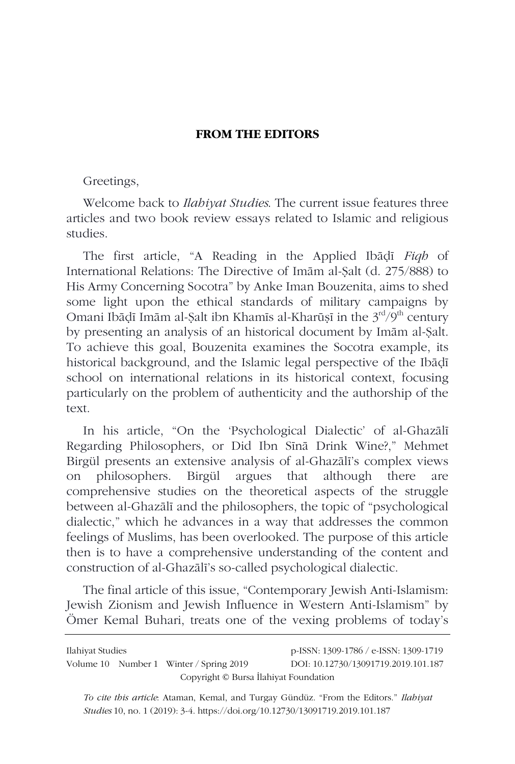**FROM THE EDITORS**

Greetings,

Welcome back to *Ilahiyat Studies*. The current issue features three articles and two book review essays related to Islamic and religious studies.

The first article, "A Reading in the Applied Ibāḍī *Fiqh* of International Relations: The Directive of Imām al-Ṣalt (d. 275/888) to His Army Concerning Socotra" by Anke Iman Bouzenita, aims to shed some light upon the ethical standards of military campaigns by Omani Ibāḍī Imām al-Ṣalt ibn Khamīs al-Kharūṣī in the 3rd/9th century by presenting an analysis of an historical document by Imām al-Ṣalt. To achieve this goal, Bouzenita examines the Socotra example, its historical background, and the Islamic legal perspective of the Ibāḍī school on international relations in its historical context, focusing particularly on the problem of authenticity and the authorship of the text.

In his article, "On the 'Psychological Dialectic' of al-Ghazālī Regarding Philosophers, or Did Ibn Sīnā Drink Wine?," Mehmet Birgül presents an extensive analysis of al-Ghazālī's complex views on philosophers. Birgül argues that although there are comprehensive studies on the theoretical aspects of the struggle between al-Ghazālī and the philosophers, the topic of "psychological dialectic," which he advances in a way that addresses the common feelings of Muslims, has been overlooked. The purpose of this article then is to have a comprehensive understanding of the content and construction of al-Ghazālī's so-called psychological dialectic.

The final article of this issue, "Contemporary Jewish Anti-Islamism: Jewish Zionism and Jewish Influence in Western Anti-Islamism" by Ömer Kemal Buhari, treats one of the vexing problems of today's

---

Ilahiyat Studies p-ISSN: 1309-1786 / e-ISSN: 1309-1719
Volume 10 Number 1 Winter / Spring 2019 DOI: 10.12730/13091719.2019.101.187
Copyright © Bursa İlahiyat Foundation

*To cite this article*: Ataman, Kemal, and Turgay Gündüz. "From the Editors." *Ilahiyat Studies* 10, no. 1 (2019): 3-4. https://doi.org/10.12730/13091719.2019.101.187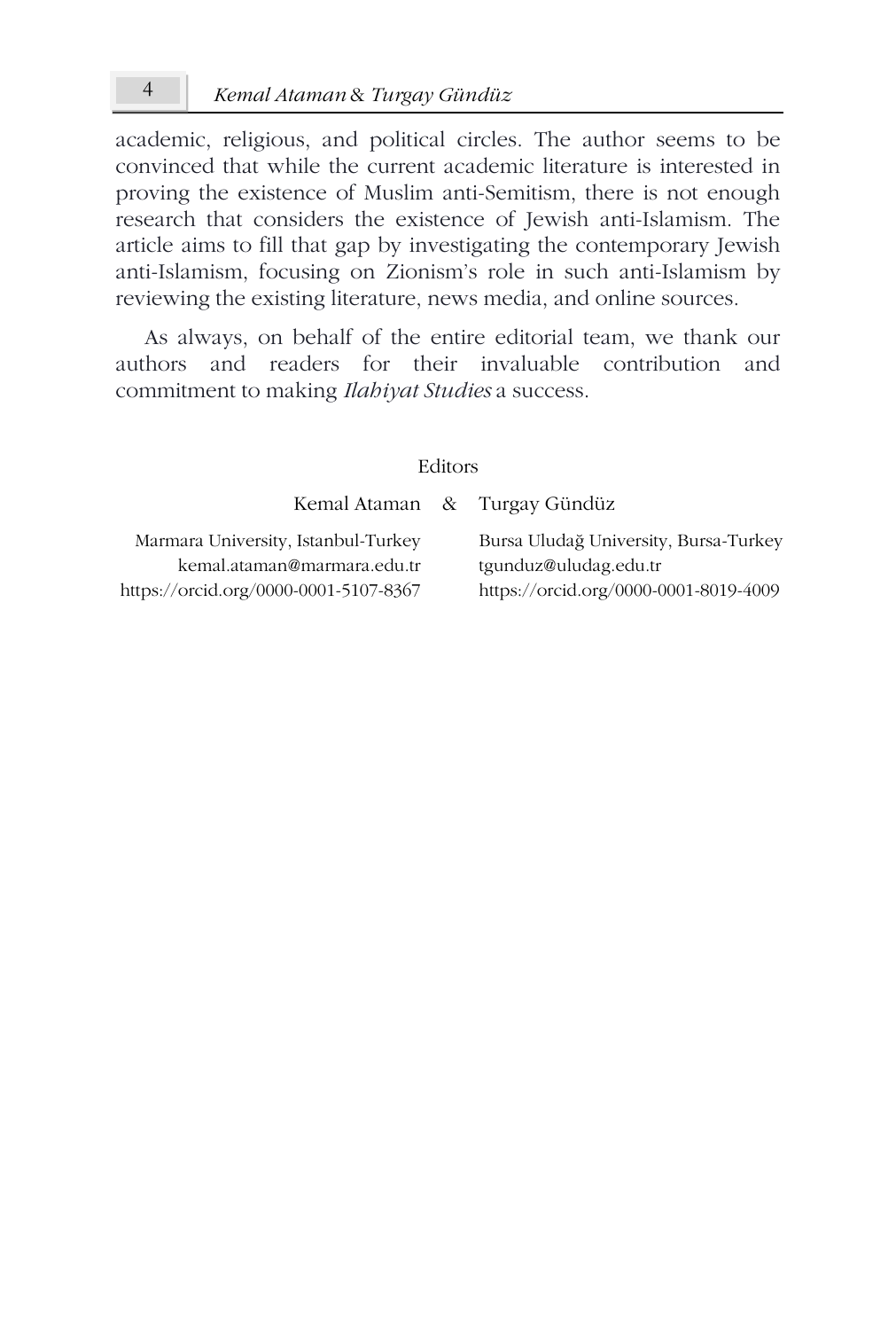academic, religious, and political circles. The author seems to be convinced that while the current academic literature is interested in proving the existence of Muslim anti-Semitism, there is not enough research that considers the existence of Jewish anti-Islamism. The article aims to fill that gap by investigating the contemporary Jewish anti-Islamism, focusing on Zionism's role in such anti-Islamism by reviewing the existing literature, news media, and online sources.

As always, on behalf of the entire editorial team, we thank our authors and readers for their invaluable contribution and commitment to making *Ilahiyat Studies* a success.

Editors

Kemal Ataman & Turgay Gündüz

Marmara University, Istanbul-Turkey
kemal.ataman@marmara.edu.tr
https://orcid.org/0000-0001-5107-8367

Bursa Uludağ University, Bursa-Turkey
tgunduz@uludag.edu.tr
https://orcid.org/0000-0001-8019-4009